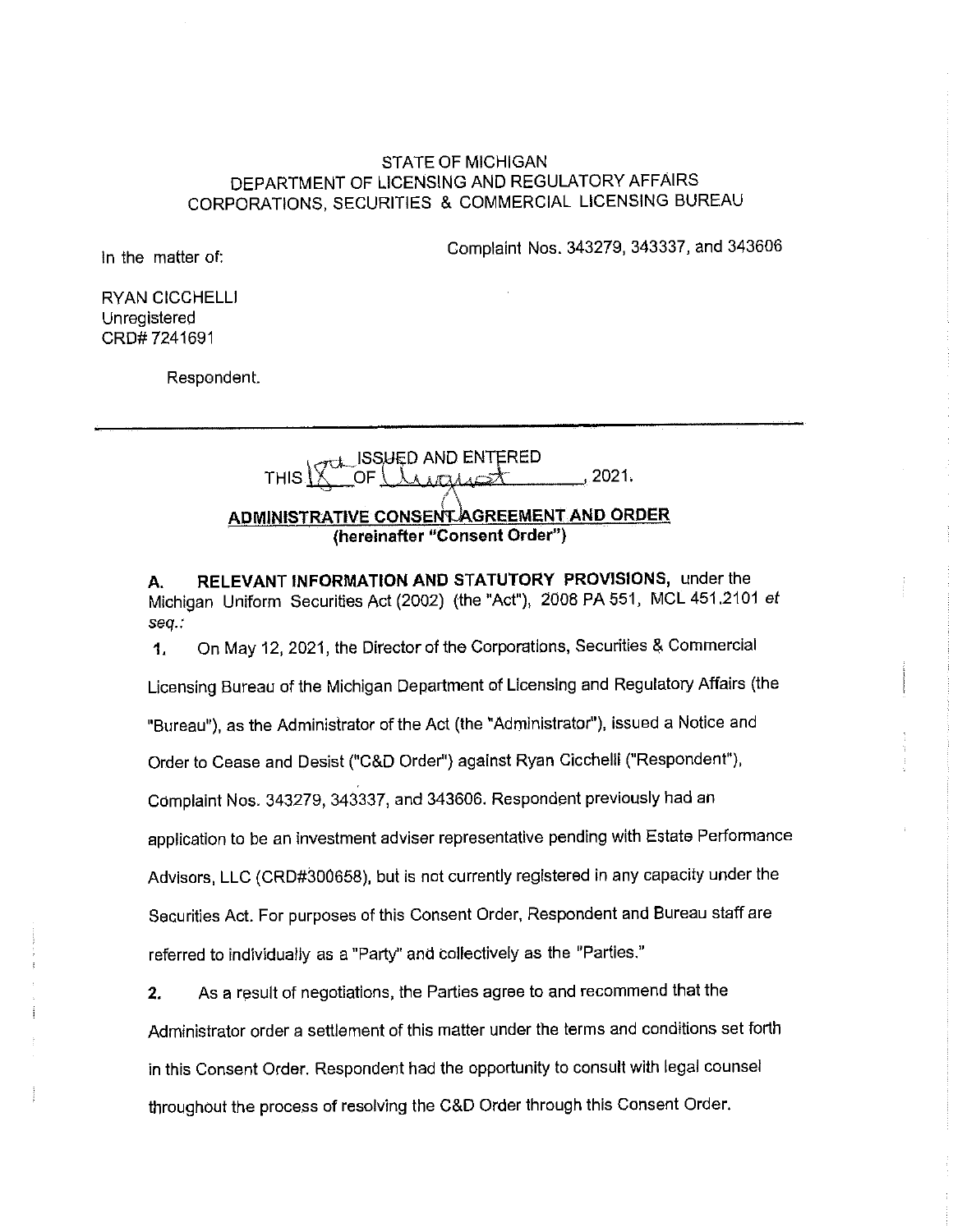STATE OF MICHIGAN
DEPARTMENT OF LICENSING AND REGULATORY AFFAIRS
CORPORATIONS, SECURITIES & COMMERCIAL LICENSING BUREAU

In the matter of:

Complaint Nos. 343279, 343337, and 343606

RYAN CICCHELLI
Unregistered
CRD# 7241691

Respondent.

---

ISSUED AND ENTERED
THIS 18th OF August, 2021.

## ADMINISTRATIVE CONSENT AGREEMENT AND ORDER
**(hereinafter "Consent Order")**

**A. RELEVANT INFORMATION AND STATUTORY PROVISIONS,** under the Michigan Uniform Securities Act (2002) (the "Act"), 2008 PA 551, MCL 451.2101 *et seq.*:

1. On May 12, 2021, the Director of the Corporations, Securities & Commercial Licensing Bureau of the Michigan Department of Licensing and Regulatory Affairs (the "Bureau"), as the Administrator of the Act (the "Administrator"), issued a Notice and Order to Cease and Desist ("C&D Order") against Ryan Cicchelli ("Respondent"), Complaint Nos. 343279, 343337, and 343606. Respondent previously had an application to be an investment adviser representative pending with Estate Performance Advisors, LLC (CRD#300658), but is not currently registered in any capacity under the Securities Act. For purposes of this Consent Order, Respondent and Bureau staff are referred to individually as a "Party" and collectively as the "Parties."

2. As a result of negotiations, the Parties agree to and recommend that the Administrator order a settlement of this matter under the terms and conditions set forth in this Consent Order. Respondent had the opportunity to consult with legal counsel throughout the process of resolving the C&D Order through this Consent Order.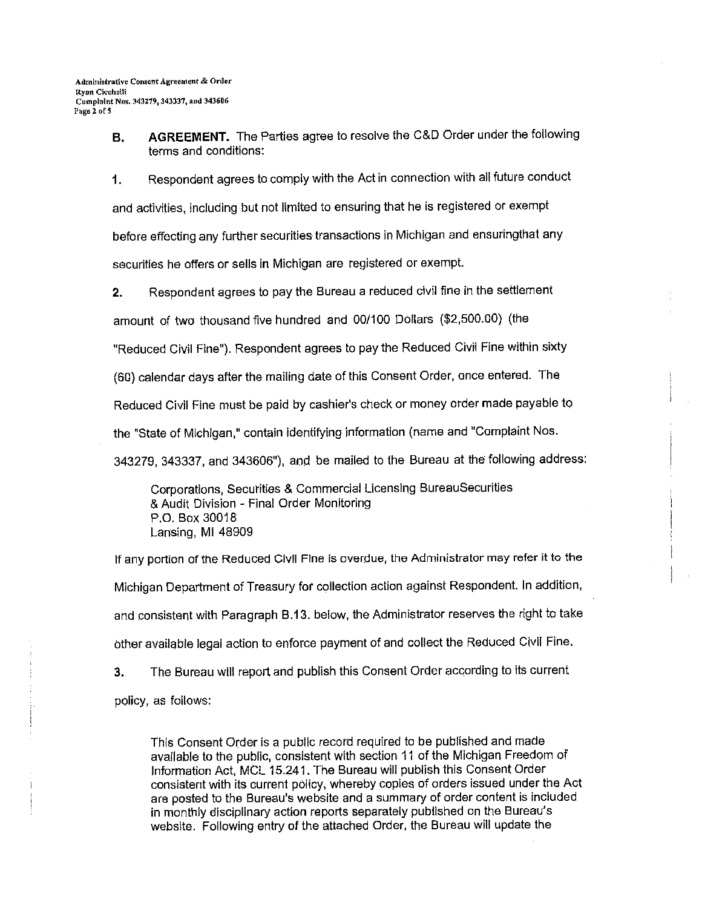**B. AGREEMENT.** The Parties agree to resolve the C&D Order under the following terms and conditions:

1. Respondent agrees to comply with the Act in connection with all future conduct and activities, including but not limited to ensuring that he is registered or exempt before effecting any further securities transactions in Michigan and ensuringthat any securities he offers or sells in Michigan are registered or exempt.

2. Respondent agrees to pay the Bureau a reduced civil fine in the settlement amount of two thousand five hundred and 00/100 Dollars ($2,500.00) (the "Reduced Civil Fine"). Respondent agrees to pay the Reduced Civil Fine within sixty (60) calendar days after the mailing date of this Consent Order, once entered. The Reduced Civil Fine must be paid by cashier's check or money order made payable to the "State of Michigan," contain identifying information (name and "Complaint Nos. 343279, 343337, and 343606"), and be mailed to the Bureau at the following address:

> Corporations, Securities & Commercial Licensing BureauSecurities
> & Audit Division - Final Order Monitoring
> P.O. Box 30018
> Lansing, MI 48909

If any portion of the Reduced Civil Fine is overdue, the Administrator may refer it to the Michigan Department of Treasury for collection action against Respondent. In addition, and consistent with Paragraph B.13. below, the Administrator reserves the right to take other available legal action to enforce payment of and collect the Reduced Civil Fine.

3. The Bureau will report and publish this Consent Order according to its current policy, as follows:

> This Consent Order is a public record required to be published and made available to the public, consistent with section 11 of the Michigan Freedom of Information Act, MCL 15.241. The Bureau will publish this Consent Order consistent with its current policy, whereby copies of orders issued under the Act are posted to the Bureau's website and a summary of order content is included in monthly disciplinary action reports separately published on the Bureau's website. Following entry of the attached Order, the Bureau will update the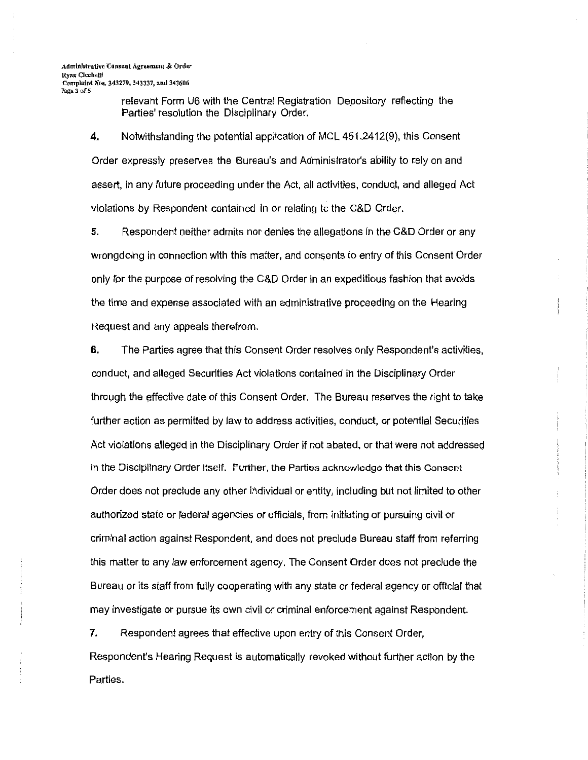relevant Form U6 with the Central Registration Depository reflecting the Parties' resolution the Disciplinary Order.

**4.** Notwithstanding the potential application of MCL 451.2412(9), this Consent Order expressly preserves the Bureau's and Administrator's ability to rely on and assert, in any future proceeding under the Act, all activities, conduct, and alleged Act violations by Respondent contained in or relating to the C&D Order.

**5.** Respondent neither admits nor denies the allegations in the C&D Order or any wrongdoing in connection with this matter, and consents to entry of this Consent Order only for the purpose of resolving the C&D Order in an expeditious fashion that avoids the time and expense associated with an administrative proceeding on the Hearing Request and any appeals therefrom.

**6.** The Parties agree that this Consent Order resolves only Respondent's activities, conduct, and alleged Securities Act violations contained in the Disciplinary Order through the effective date of this Consent Order. The Bureau reserves the right to take further action as permitted by law to address activities, conduct, or potential Securities Act violations alleged in the Disciplinary Order if not abated, or that were not addressed in the Disciplinary Order itself. Further, the Parties acknowledge that this Consent Order does not preclude any other individual or entity, including but not limited to other authorized state or federal agencies or officials, from initiating or pursuing civil or criminal action against Respondent, and does not preclude Bureau staff from referring this matter to any law enforcement agency. The Consent Order does not preclude the Bureau or its staff from fully cooperating with any state or federal agency or official that may investigate or pursue its own civil or criminal enforcement against Respondent.

**7.** Respondent agrees that effective upon entry of this Consent Order, Respondent's Hearing Request is automatically revoked without further action by the Parties.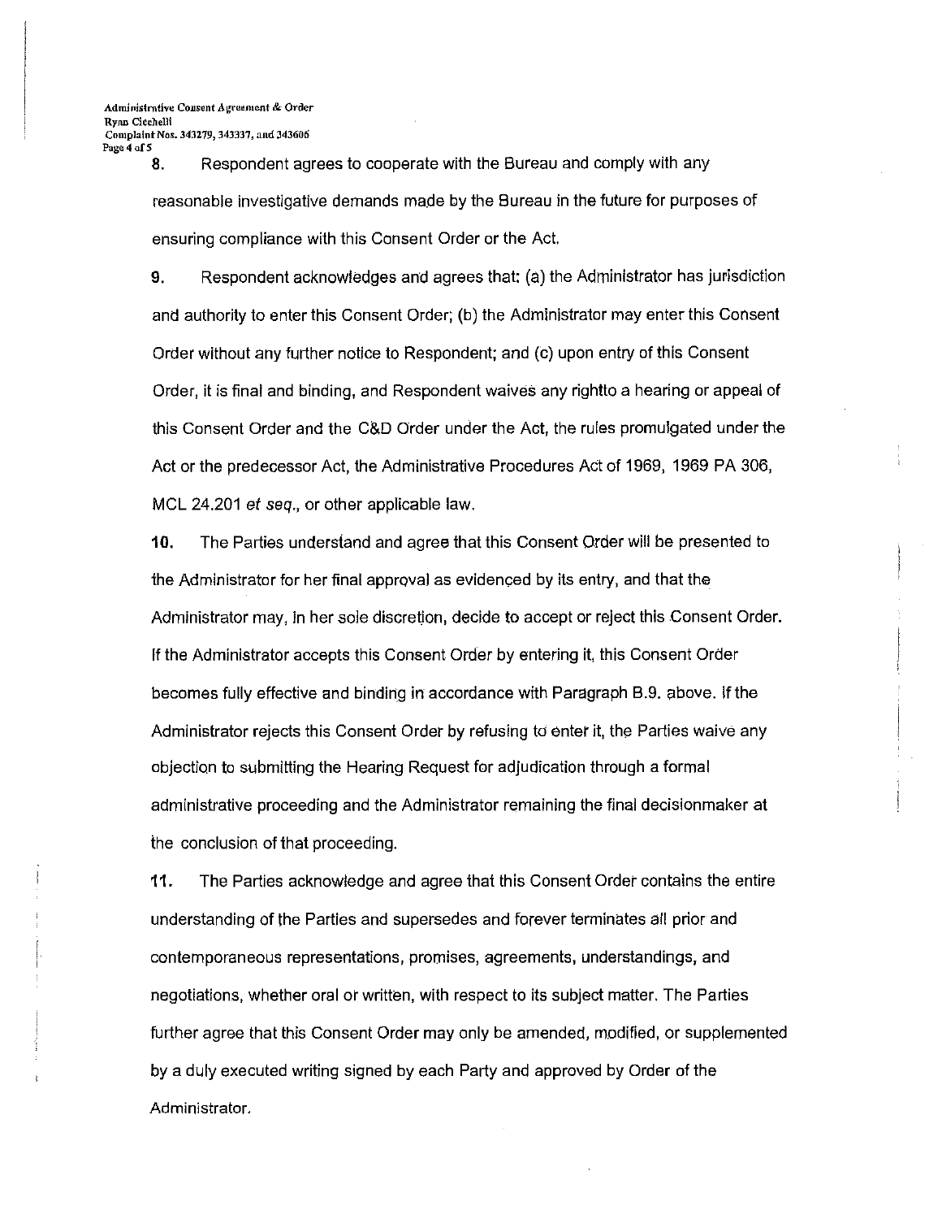8. Respondent agrees to cooperate with the Bureau and comply with any reasonable investigative demands made by the Bureau in the future for purposes of ensuring compliance with this Consent Order or the Act.

9. Respondent acknowledges and agrees that: (a) the Administrator has jurisdiction and authority to enter this Consent Order; (b) the Administrator may enter this Consent Order without any further notice to Respondent; and (c) upon entry of this Consent Order, it is final and binding, and Respondent waives any rightto a hearing or appeal of this Consent Order and the C&D Order under the Act, the rules promulgated under the Act or the predecessor Act, the Administrative Procedures Act of 1969, 1969 PA 306, MCL 24.201 *et seq.*, or other applicable law.

10. The Parties understand and agree that this Consent Order will be presented to the Administrator for her final approval as evidenced by its entry, and that the Administrator may, in her sole discretion, decide to accept or reject this Consent Order. If the Administrator accepts this Consent Order by entering it, this Consent Order becomes fully effective and binding in accordance with Paragraph B.9. above. If the Administrator rejects this Consent Order by refusing to enter it, the Parties waive any objection to submitting the Hearing Request for adjudication through a formal administrative proceeding and the Administrator remaining the final decisionmaker at the conclusion of that proceeding.

11. The Parties acknowledge and agree that this Consent Order contains the entire understanding of the Parties and supersedes and forever terminates all prior and contemporaneous representations, promises, agreements, understandings, and negotiations, whether oral or written, with respect to its subject matter. The Parties further agree that this Consent Order may only be amended, modified, or supplemented by a duly executed writing signed by each Party and approved by Order of the Administrator.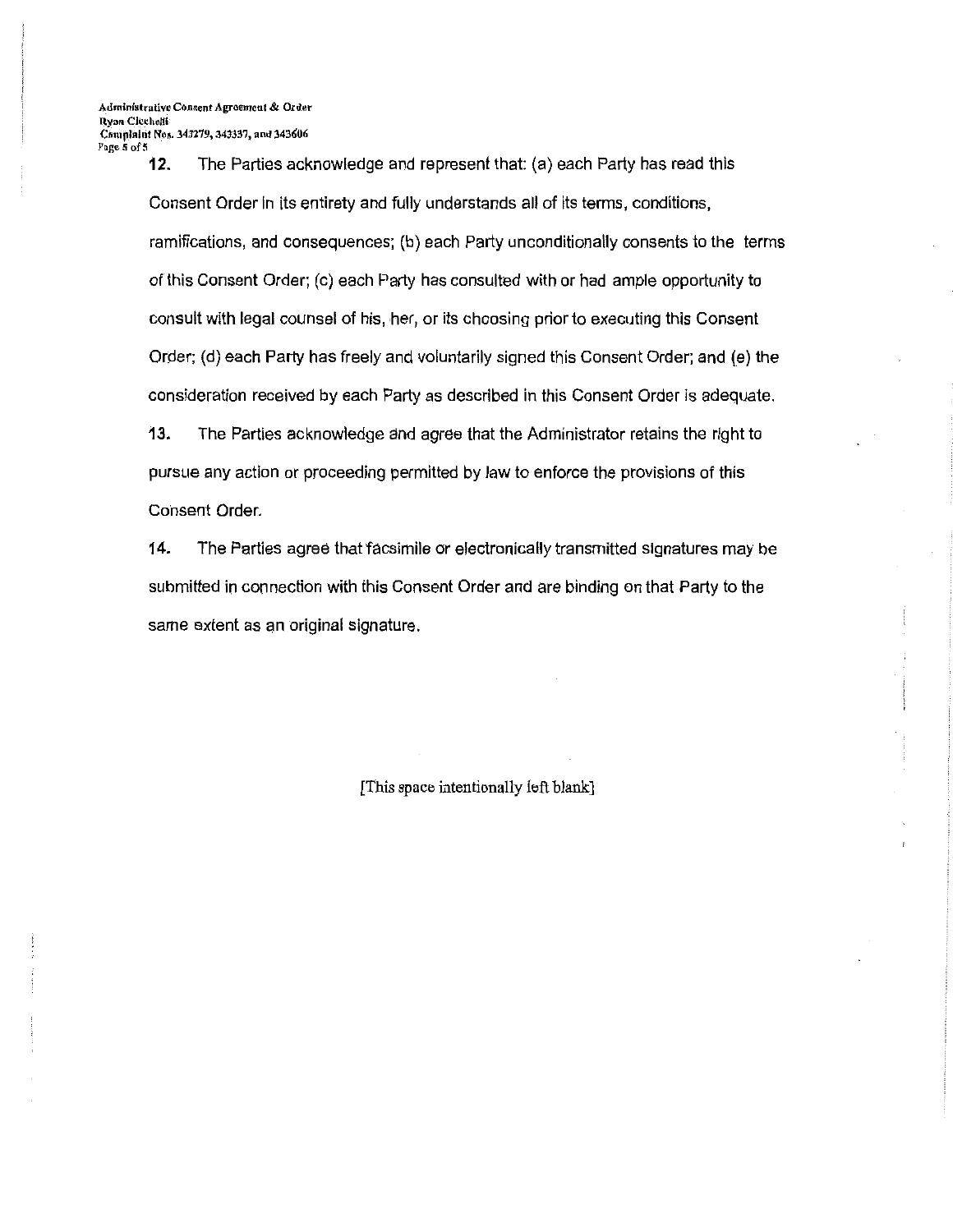**12.** The Parties acknowledge and represent that: (a) each Party has read this Consent Order in its entirety and fully understands all of its terms, conditions, ramifications, and consequences; (b) each Party unconditionally consents to the terms of this Consent Order; (c) each Party has consulted with or had ample opportunity to consult with legal counsel of his, her, or its choosing prior to executing this Consent Order; (d) each Party has freely and voluntarily signed this Consent Order; and (e) the consideration received by each Party as described in this Consent Order is adequate.

**13.** The Parties acknowledge and agree that the Administrator retains the right to pursue any action or proceeding permitted by law to enforce the provisions of this Consent Order.

**14.** The Parties agree that facsimile or electronically transmitted signatures may be submitted in connection with this Consent Order and are binding on that Party to the same extent as an original signature.

[This space intentionally left blank]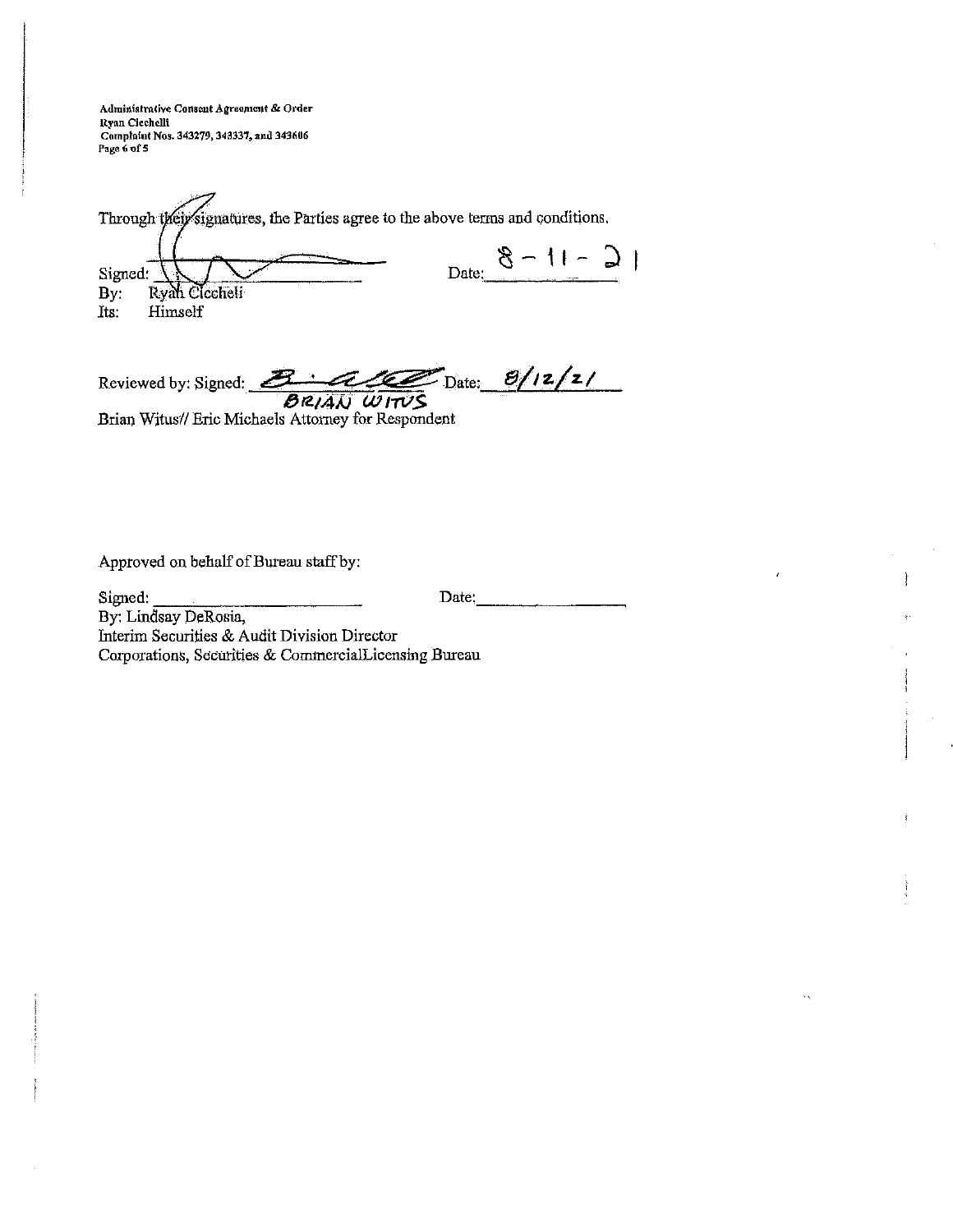Through their signatures, the Parties agree to the above terms and conditions.

Signed: ______________________ Date: 8 - 11 - 21

By: Ryan Ciccheli

Its: Himself

Reviewed by: Signed: ______________ Date: 8/12/21

BRIAN WITUS

Brian Witus// Eric Michaels Attorney for Respondent

Approved on behalf of Bureau staff by:

Signed: ______________________ Date: ______________________

By: Lindsay DeRosia,

Interim Securities & Audit Division Director

Corporations, Securities & CommercialLicensing Bureau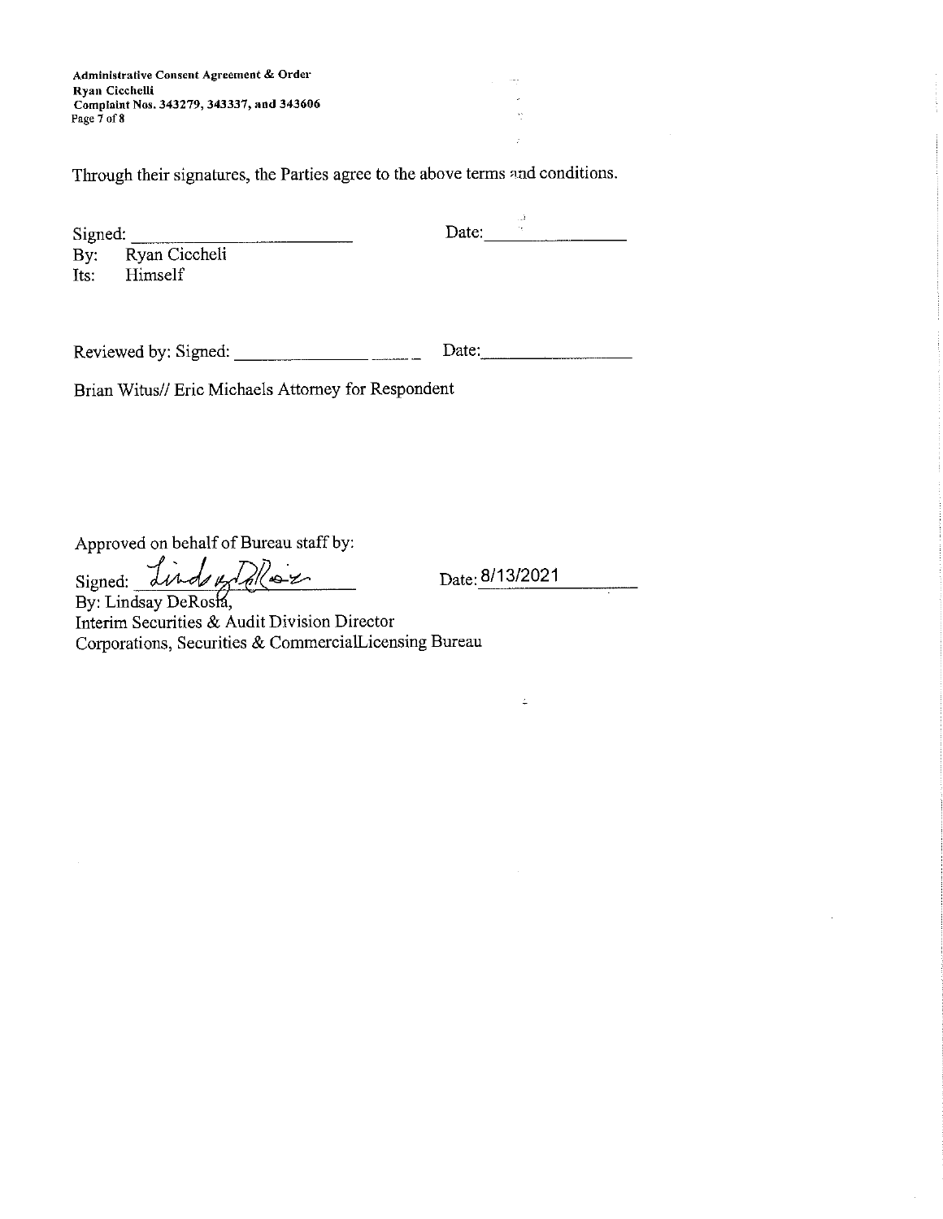Through their signatures, the Parties agree to the above terms and conditions.

Signed: ________________________ Date: ______________

By: Ryan Ciccheli

Its: Himself

Reviewed by: Signed: ________________ Date: ________________

Brian Witus// Eric Michaels Attorney for Respondent

Approved on behalf of Bureau staff by:

Signed: *Lindsay DeRosia* Date: 8/13/2021

By: Lindsay DeRosia,

Interim Securities & Audit Division Director

Corporations, Securities & CommercialLicensing Bureau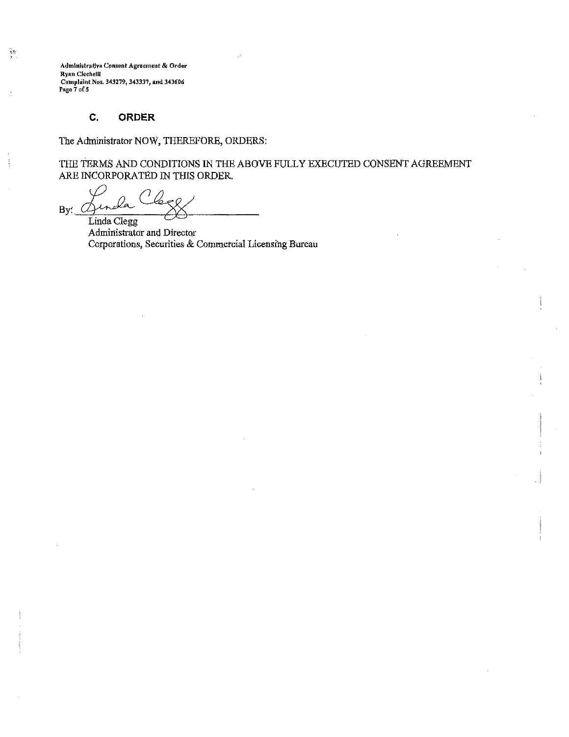## C. ORDER

The Administrator NOW, THEREFORE, ORDERS:

THE TERMS AND CONDITIONS IN THE ABOVE FULLY EXECUTED CONSENT AGREEMENT ARE INCORPORATED IN THIS ORDER.

By: _Linda Clegg_

Linda Clegg
Administrator and Director
Corporations, Securities & Commercial Licensing Bureau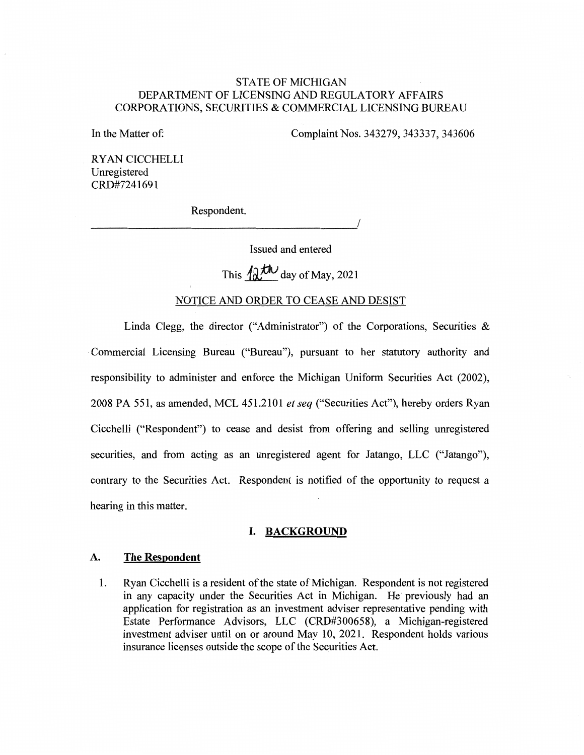STATE OF MICHIGAN
DEPARTMENT OF LICENSING AND REGULATORY AFFAIRS
CORPORATIONS, SECURITIES & COMMERCIAL LICENSING BUREAU

In the Matter of: Complaint Nos. 343279, 343337, 343606

RYAN CICCHELLI
Unregistered
CRD#7241691

Respondent.
_______________________________________/

Issued and entered
This 12th day of May, 2021

NOTICE AND ORDER TO CEASE AND DESIST

Linda Clegg, the director ("Administrator") of the Corporations, Securities & Commercial Licensing Bureau ("Bureau"), pursuant to her statutory authority and responsibility to administer and enforce the Michigan Uniform Securities Act (2002), 2008 PA 551, as amended, MCL 451.2101 *et seq* ("Securities Act"), hereby orders Ryan Cicchelli ("Respondent") to cease and desist from offering and selling unregistered securities, and from acting as an unregistered agent for Jatango, LLC ("Jatango"), contrary to the Securities Act. Respondent is notified of the opportunity to request a hearing in this matter.

## I. BACKGROUND

### A. The Respondent

1. Ryan Cicchelli is a resident of the state of Michigan. Respondent is not registered in any capacity under the Securities Act in Michigan. He previously had an application for registration as an investment adviser representative pending with Estate Performance Advisors, LLC (CRD#300658), a Michigan-registered investment adviser until on or around May 10, 2021. Respondent holds various insurance licenses outside the scope of the Securities Act.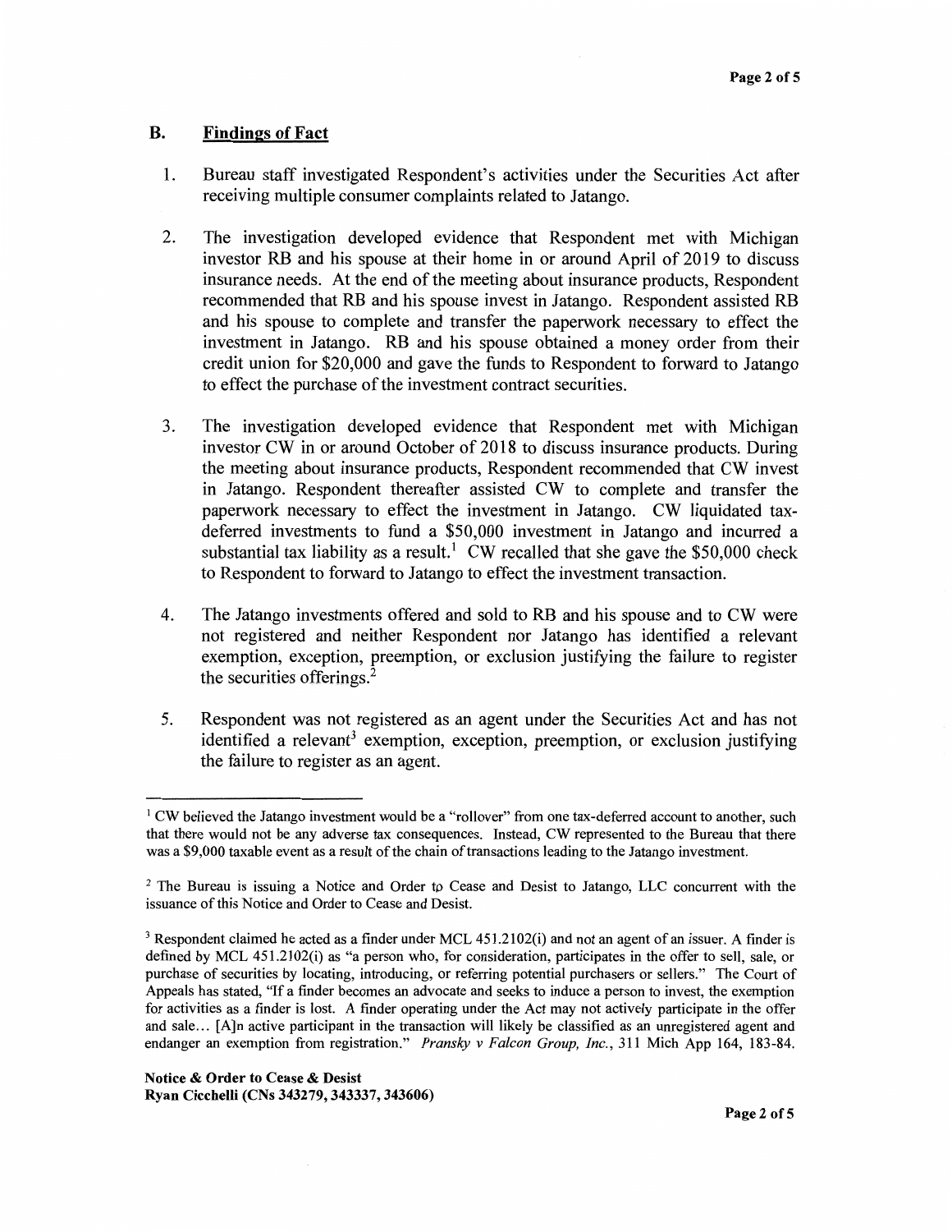## B. Findings of Fact

1. Bureau staff investigated Respondent's activities under the Securities Act after receiving multiple consumer complaints related to Jatango.

2. The investigation developed evidence that Respondent met with Michigan investor RB and his spouse at their home in or around April of 2019 to discuss insurance needs. At the end of the meeting about insurance products, Respondent recommended that RB and his spouse invest in Jatango. Respondent assisted RB and his spouse to complete and transfer the paperwork necessary to effect the investment in Jatango. RB and his spouse obtained a money order from their credit union for $20,000 and gave the funds to Respondent to forward to Jatango to effect the purchase of the investment contract securities.

3. The investigation developed evidence that Respondent met with Michigan investor CW in or around October of 2018 to discuss insurance products. During the meeting about insurance products, Respondent recommended that CW invest in Jatango. Respondent thereafter assisted CW to complete and transfer the paperwork necessary to effect the investment in Jatango. CW liquidated tax-deferred investments to fund a $50,000 investment in Jatango and incurred a substantial tax liability as a result.[1] CW recalled that she gave the $50,000 check to Respondent to forward to Jatango to effect the investment transaction.

4. The Jatango investments offered and sold to RB and his spouse and to CW were not registered and neither Respondent nor Jatango has identified a relevant exemption, exception, preemption, or exclusion justifying the failure to register the securities offerings.[2]

5. Respondent was not registered as an agent under the Securities Act and has not identified a relevant[3] exemption, exception, preemption, or exclusion justifying the failure to register as an agent.

---

[1] CW believed the Jatango investment would be a "rollover" from one tax-deferred account to another, such that there would not be any adverse tax consequences. Instead, CW represented to the Bureau that there was a $9,000 taxable event as a result of the chain of transactions leading to the Jatango investment.

[2] The Bureau is issuing a Notice and Order to Cease and Desist to Jatango, LLC concurrent with the issuance of this Notice and Order to Cease and Desist.

[3] Respondent claimed he acted as a finder under MCL 451.2102(i) and not an agent of an issuer. A finder is defined by MCL 451.2102(i) as "a person who, for consideration, participates in the offer to sell, sale, or purchase of securities by locating, introducing, or referring potential purchasers or sellers." The Court of Appeals has stated, "If a finder becomes an advocate and seeks to induce a person to invest, the exemption for activities as a finder is lost. A finder operating under the Act may not actively participate in the offer and sale... [A]n active participant in the transaction will likely be classified as an unregistered agent and endanger an exemption from registration." *Pransky v Falcon Group, Inc.*, 311 Mich App 164, 183-84.

**Notice & Order to Cease & Desist**
**Ryan Cicchelli (CNs 343279, 343337, 343606)**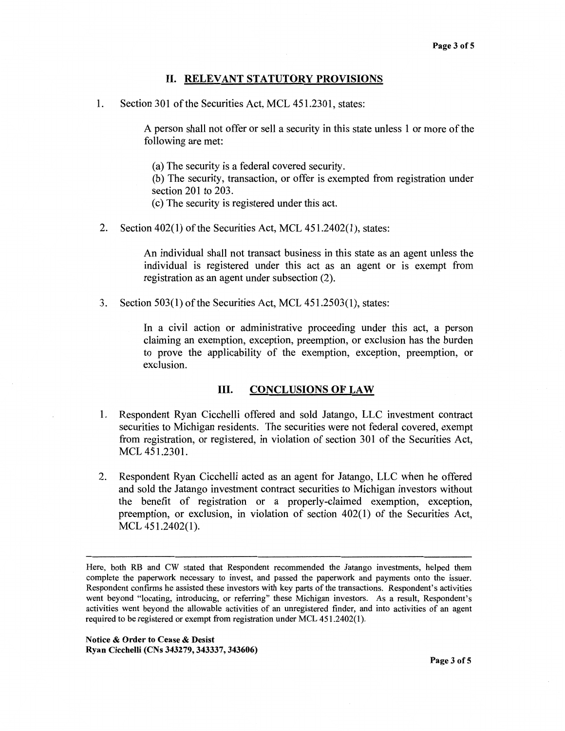## II. RELEVANT STATUTORY PROVISIONS

1. Section 301 of the Securities Act, MCL 451.2301, states:

   > A person shall not offer or sell a security in this state unless 1 or more of the following are met:
   >
   > (a) The security is a federal covered security.
   > (b) The security, transaction, or offer is exempted from registration under section 201 to 203.
   > (c) The security is registered under this act.

2. Section 402(1) of the Securities Act, MCL 451.2402(*1*), states:

   > An individual shall not transact business in this state as an agent unless the individual is registered under this act as an agent or is exempt from registration as an agent under subsection (2).

3. Section 503(1) of the Securities Act, MCL 451.2503(*1*), states:

   > In a civil action or administrative proceeding under this act, a person claiming an exemption, exception, preemption, or exclusion has the burden to prove the applicability of the exemption, exception, preemption, or exclusion.

## III. CONCLUSIONS OF LAW

1. Respondent Ryan Cicchelli offered and sold Jatango, LLC investment contract securities to Michigan residents. The securities were not federal covered, exempt from registration, or registered, in violation of section 301 of the Securities Act, MCL 451.2301.

2. Respondent Ryan Cicchelli acted as an agent for Jatango, LLC when he offered and sold the Jatango investment contract securities to Michigan investors without the benefit of registration or a properly-claimed exemption, exception, preemption, or exclusion, in violation of section 402(1) of the Securities Act, MCL 451.2402(1).

---

Here, both RB and CW stated that Respondent recommended the Jatango investments, helped them complete the paperwork necessary to invest, and passed the paperwork and payments onto the issuer. Respondent confirms he assisted these investors with key parts of the transactions. Respondent's activities went beyond "locating, introducing, or referring" these Michigan investors. As a result, Respondent's activities went beyond the allowable activities of an unregistered finder, and into activities of an agent required to be registered or exempt from registration under MCL 451.2402(1).

**Notice & Order to Cease & Desist**
**Ryan Cicchelli (CNs 343279, 343337, 343606)**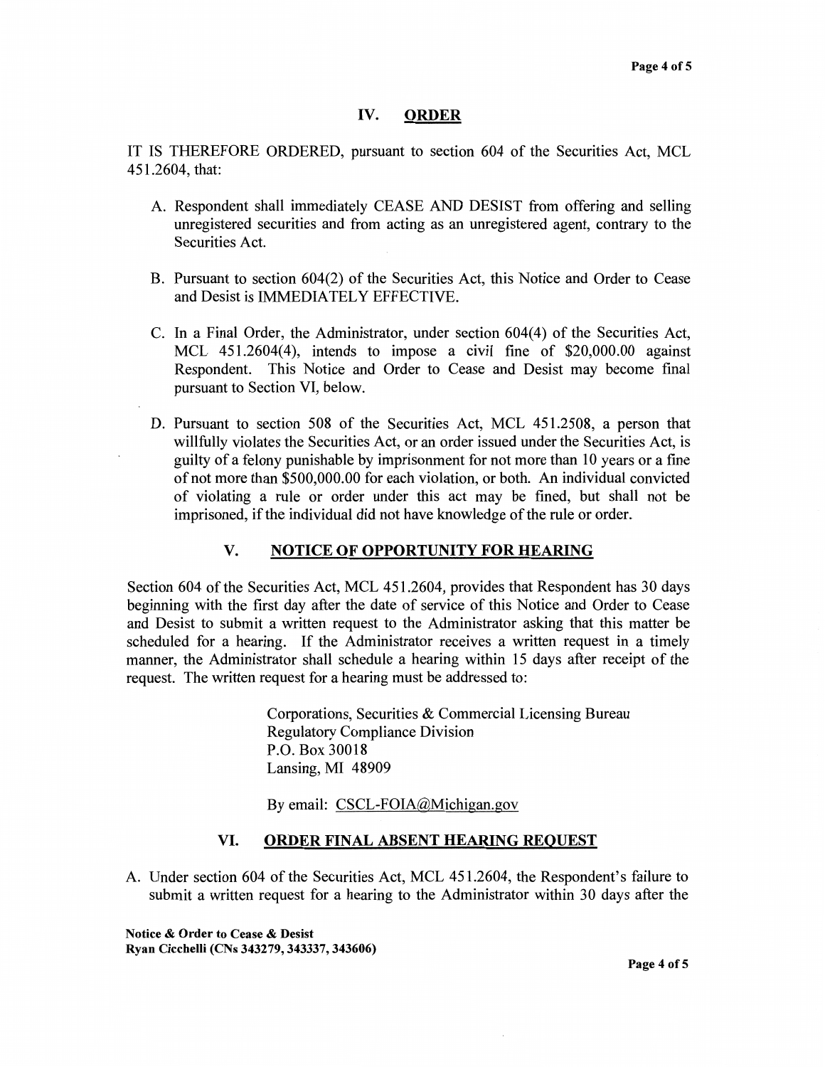## IV. ORDER

IT IS THEREFORE ORDERED, pursuant to section 604 of the Securities Act, MCL 451.2604, that:

A. Respondent shall immediately CEASE AND DESIST from offering and selling unregistered securities and from acting as an unregistered agent, contrary to the Securities Act.

B. Pursuant to section 604(2) of the Securities Act, this Notice and Order to Cease and Desist is IMMEDIATELY EFFECTIVE.

C. In a Final Order, the Administrator, under section 604(4) of the Securities Act, MCL 451.2604(4), intends to impose a civil fine of $20,000.00 against Respondent. This Notice and Order to Cease and Desist may become final pursuant to Section VI, below.

D. Pursuant to section 508 of the Securities Act, MCL 451.2508, a person that willfully violates the Securities Act, or an order issued under the Securities Act, is guilty of a felony punishable by imprisonment for not more than 10 years or a fine of not more than $500,000.00 for each violation, or both. An individual convicted of violating a rule or order under this act may be fined, but shall not be imprisoned, if the individual did not have knowledge of the rule or order.

## V. NOTICE OF OPPORTUNITY FOR HEARING

Section 604 of the Securities Act, MCL 451.2604, provides that Respondent has 30 days beginning with the first day after the date of service of this Notice and Order to Cease and Desist to submit a written request to the Administrator asking that this matter be scheduled for a hearing. If the Administrator receives a written request in a timely manner, the Administrator shall schedule a hearing within 15 days after receipt of the request. The written request for a hearing must be addressed to:

Corporations, Securities & Commercial Licensing Bureau
Regulatory Compliance Division
P.O. Box 30018
Lansing, MI 48909

By email: CSCL-FOIA@Michigan.gov

## VI. ORDER FINAL ABSENT HEARING REQUEST

A. Under section 604 of the Securities Act, MCL 451.2604, the Respondent's failure to submit a written request for a hearing to the Administrator within 30 days after the

**Notice & Order to Cease & Desist**
**Ryan Cicchelli (CNs 343279, 343337, 343606)**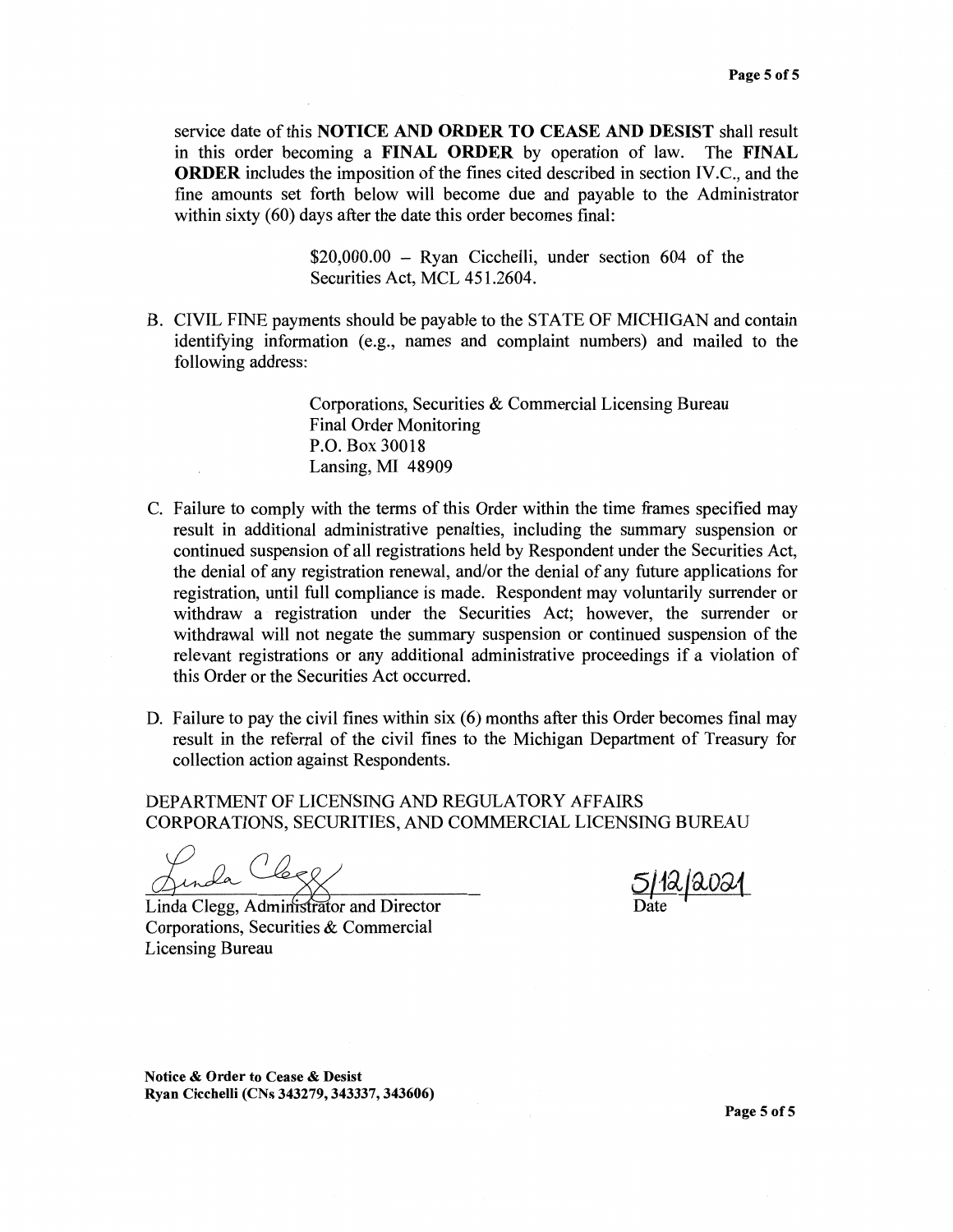service date of this **NOTICE AND ORDER TO CEASE AND DESIST** shall result in this order becoming a **FINAL ORDER** by operation of law. The **FINAL ORDER** includes the imposition of the fines cited described in section IV.C., and the fine amounts set forth below will become due and payable to the Administrator within sixty (60) days after the date this order becomes final:

> $20,000.00 – Ryan Cicchelli, under section 604 of the Securities Act, MCL 451.2604.

B. CIVIL FINE payments should be payable to the STATE OF MICHIGAN and contain identifying information (e.g., names and complaint numbers) and mailed to the following address:

> Corporations, Securities & Commercial Licensing Bureau
> Final Order Monitoring
> P.O. Box 30018
> Lansing, MI 48909

C. Failure to comply with the terms of this Order within the time frames specified may result in additional administrative penalties, including the summary suspension or continued suspension of all registrations held by Respondent under the Securities Act, the denial of any registration renewal, and/or the denial of any future applications for registration, until full compliance is made. Respondent may voluntarily surrender or withdraw a registration under the Securities Act; however, the surrender or withdrawal will not negate the summary suspension or continued suspension of the relevant registrations or any additional administrative proceedings if a violation of this Order or the Securities Act occurred.

D. Failure to pay the civil fines within six (6) months after this Order becomes final may result in the referral of the civil fines to the Michigan Department of Treasury for collection action against Respondents.

DEPARTMENT OF LICENSING AND REGULATORY AFFAIRS
CORPORATIONS, SECURITIES, AND COMMERCIAL LICENSING BUREAU

Linda Clegg

Linda Clegg, Administrator and Director
Corporations, Securities & Commercial Licensing Bureau

5/12/2021
Date

**Notice & Order to Cease & Desist**
**Ryan Cicchelli (CNs 343279, 343337, 343606)**